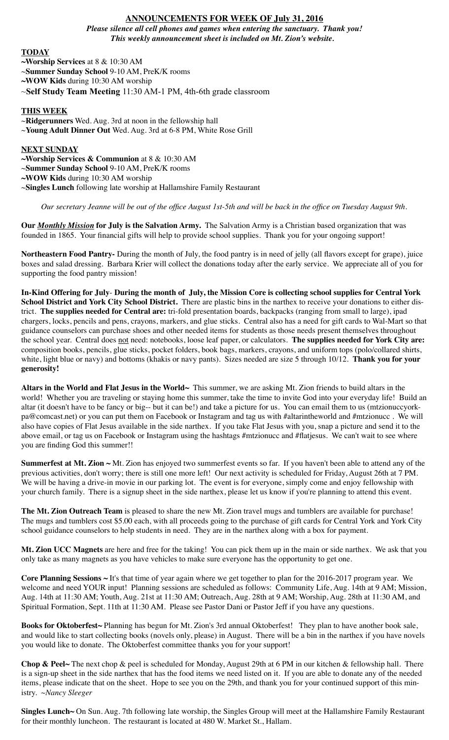## ANNOUNCEMENTS FOR WEEK OF July 31, 2016

***Please silence all cell phones and games when entering the sanctuary. Thank you!***
***This weekly announcement sheet is included on Mt. Zion's website.***

**TODAY**

**~Worship Services** at 8 & 10:30 AM
~**Summer Sunday School** 9-10 AM, PreK/K rooms
**~WOW Kids** during 10:30 AM worship
~**Self Study Team Meeting** 11:30 AM-1 PM, 4th-6th grade classroom

**THIS WEEK**

~**Ridgerunners** Wed. Aug. 3rd at noon in the fellowship hall
~**Young Adult Dinner Out** Wed. Aug. 3rd at 6-8 PM, White Rose Grill

**NEXT SUNDAY**

**~Worship Services & Communion** at 8 & 10:30 AM
~**Summer Sunday School** 9-10 AM, PreK/K rooms
**~WOW Kids** during 10:30 AM worship
~**Singles Lunch** following late worship at Hallamshire Family Restaurant

*Our secretary Jeanne will be out of the office August 1st-5th and will be back in the office on Tuesday August 9th.*

**Our *Monthly Mission* for July is the Salvation Army.** The Salvation Army is a Christian based organization that was founded in 1865. Your financial gifts will help to provide school supplies. Thank you for your ongoing support!

**Northeastern Food Pantry-** During the month of July, the food pantry is in need of jelly (all flavors except for grape), juice boxes and salad dressing. Barbara Krier will collect the donations today after the early service. We appreciate all of you for supporting the food pantry mission!

**In-Kind Offering for July- During the month of July, the Mission Core is collecting school supplies for Central York School District and York City School District.** There are plastic bins in the narthex to receive your donations to either district. **The supplies needed for Central are:** tri-fold presentation boards, backpacks (ranging from small to large), ipad chargers, locks, pencils and pens, crayons, markers, and glue sticks. Central also has a need for gift cards to Wal-Mart so that guidance counselors can purchase shoes and other needed items for students as those needs present themselves throughout the school year. Central does not need: notebooks, loose leaf paper, or calculators. **The supplies needed for York City are:** composition books, pencils, glue sticks, pocket folders, book bags, markers, crayons, and uniform tops (polo/collared shirts, white, light blue or navy) and bottoms (khakis or navy pants). Sizes needed are size 5 through 10/12. **Thank you for your generosity!**

**Altars in the World and Flat Jesus in the World~** This summer, we are asking Mt. Zion friends to build altars in the world! Whether you are traveling or staying home this summer, take the time to invite God into your everyday life! Build an altar (it doesn't have to be fancy or big-- but it can be!) and take a picture for us. You can email them to us (mtzionuccyork-pa@comcast.net) or you can put them on Facebook or Instagram and tag us with #altarintheworld and #mtzionucc . We will also have copies of Flat Jesus available in the side narthex. If you take Flat Jesus with you, snap a picture and send it to the above email, or tag us on Facebook or Instagram using the hashtags #mtzionucc and #flatjesus. We can't wait to see where you are finding God this summer!!

**Summerfest at Mt. Zion ~** Mt. Zion has enjoyed two summerfest events so far. If you haven't been able to attend any of the previous activities, don't worry; there is still one more left! Our next activity is scheduled for Friday, August 26th at 7 PM. We will be having a drive-in movie in our parking lot. The event is for everyone, simply come and enjoy fellowship with your church family. There is a signup sheet in the side narthex, please let us know if you're planning to attend this event.

**The Mt. Zion Outreach Team** is pleased to share the new Mt. Zion travel mugs and tumblers are available for purchase! The mugs and tumblers cost $5.00 each, with all proceeds going to the purchase of gift cards for Central York and York City school guidance counselors to help students in need. They are in the narthex along with a box for payment.

**Mt. Zion UCC Magnets** are here and free for the taking! You can pick them up in the main or side narthex. We ask that you only take as many magnets as you have vehicles to make sure everyone has the opportunity to get one.

**Core Planning Sessions ~** It's that time of year again where we get together to plan for the 2016-2017 program year. We welcome and need YOUR input! Planning sessions are scheduled as follows: Community Life, Aug. 14th at 9 AM; Mission, Aug. 14th at 11:30 AM; Youth, Aug. 21st at 11:30 AM; Outreach, Aug. 28th at 9 AM; Worship, Aug. 28th at 11:30 AM, and Spiritual Formation, Sept. 11th at 11:30 AM. Please see Pastor Dani or Pastor Jeff if you have any questions.

**Books for Oktoberfest~** Planning has begun for Mt. Zion's 3rd annual Oktoberfest! They plan to have another book sale, and would like to start collecting books (novels only, please) in August. There will be a bin in the narthex if you have novels you would like to donate. The Oktoberfest committee thanks you for your support!

**Chop & Peel~** The next chop & peel is scheduled for Monday, August 29th at 6 PM in our kitchen & fellowship hall. There is a sign-up sheet in the side narthex that has the food items we need listed on it. If you are able to donate any of the needed items, please indicate that on the sheet. Hope to see you on the 29th, and thank you for your continued support of this ministry. *~Nancy Sleeger*

**Singles Lunch~** On Sun. Aug. 7th following late worship, the Singles Group will meet at the Hallamshire Family Restaurant for their monthly luncheon. The restaurant is located at 480 W. Market St., Hallam.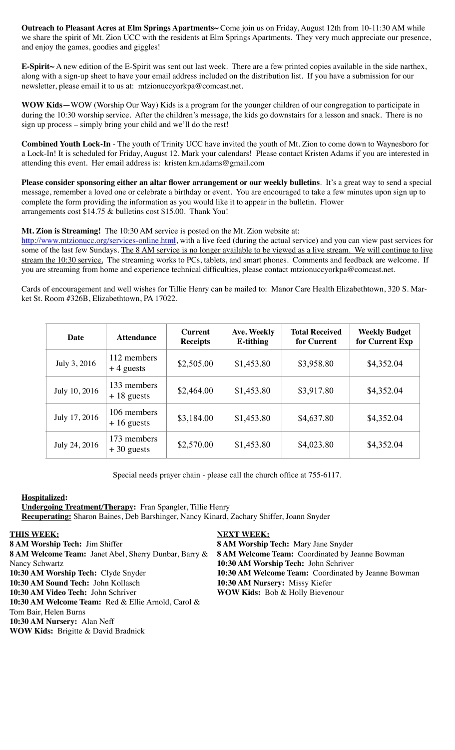**Outreach to Pleasant Acres at Elm Springs Apartments~** Come join us on Friday, August 12th from 10-11:30 AM while we share the spirit of Mt. Zion UCC with the residents at Elm Springs Apartments. They very much appreciate our presence, and enjoy the games, goodies and giggles!

**E-Spirit~** A new edition of the E-Spirit was sent out last week. There are a few printed copies available in the side narthex, along with a sign-up sheet to have your email address included on the distribution list. If you have a submission for our newsletter, please email it to us at: mtzionuccyorkpa@comcast.net.

**WOW Kids—** WOW (Worship Our Way) Kids is a program for the younger children of our congregation to participate in during the 10:30 worship service. After the children's message, the kids go downstairs for a lesson and snack. There is no sign up process – simply bring your child and we'll do the rest!

**Combined Youth Lock-In** - The youth of Trinity UCC have invited the youth of Mt. Zion to come down to Waynesboro for a Lock-In! It is scheduled for Friday, August 12. Mark your calendars! Please contact Kristen Adams if you are interested in attending this event. Her email address is: kristen.km.adams@gmail.com

**Please consider sponsoring either an altar flower arrangement or our weekly bulletins**. It's a great way to send a special message, remember a loved one or celebrate a birthday or event. You are encouraged to take a few minutes upon sign up to complete the form providing the information as you would like it to appear in the bulletin. Flower arrangements cost $14.75 & bulletins cost $15.00. Thank You!

**Mt. Zion is Streaming!** The 10:30 AM service is posted on the Mt. Zion website at: http://www.mtzionucc.org/services-online.html, with a live feed (during the actual service) and you can view past services for some of the last few Sundays. The 8 AM service is no longer available to be viewed as a live stream. We will continue to live stream the 10:30 service. The streaming works to PCs, tablets, and smart phones. Comments and feedback are welcome. If you are streaming from home and experience technical difficulties, please contact mtzionuccyorkpa@comcast.net.

Cards of encouragement and well wishes for Tillie Henry can be mailed to: Manor Care Health Elizabethtown, 320 S. Market St. Room #326B, Elizabethtown, PA 17022.

| Date | Attendance | Current Receipts | Ave. Weekly E-tithing | Total Received for Current | Weekly Budget for Current Exp |
|---|---|---|---|---|---|
| July 3, 2016 | 112 members + 4 guests | $2,505.00 | $1,453.80 | $3,958.80 | $4,352.04 |
| July 10, 2016 | 133 members + 18 guests | $2,464.00 | $1,453.80 | $3,917.80 | $4,352.04 |
| July 17, 2016 | 106 members + 16 guests | $3,184.00 | $1,453.80 | $4,637.80 | $4,352.04 |
| July 24, 2016 | 173 members + 30 guests | $2,570.00 | $1,453.80 | $4,023.80 | $4,352.04 |

Special needs prayer chain - please call the church office at 755-6117.

**Hospitalized:**

**Undergoing Treatment/Therapy:** Fran Spangler, Tillie Henry

**Recuperating:** Sharon Baines, Deb Barshinger, Nancy Kinard, Zachary Shiffer, Joann Snyder

**THIS WEEK:**

**8 AM Worship Tech:** Jim Shiffer
**8 AM Welcome Team:** Janet Abel, Sherry Dunbar, Barry & Nancy Schwartz
**10:30 AM Worship Tech:** Clyde Snyder
**10:30 AM Sound Tech:** John Kollasch
**10:30 AM Video Tech:** John Schriver
**10:30 AM Welcome Team:** Red & Ellie Arnold, Carol & Tom Bair, Helen Burns
**10:30 AM Nursery:** Alan Neff
**WOW Kids:** Brigitte & David Bradnick

**NEXT WEEK:**

**8 AM Worship Tech:** Mary Jane Snyder
**8 AM Welcome Team:** Coordinated by Jeanne Bowman
**10:30 AM Worship Tech:** John Schriver
**10:30 AM Welcome Team:** Coordinated by Jeanne Bowman
**10:30 AM Nursery:** Missy Kiefer
**WOW Kids:** Bob & Holly Bievenour